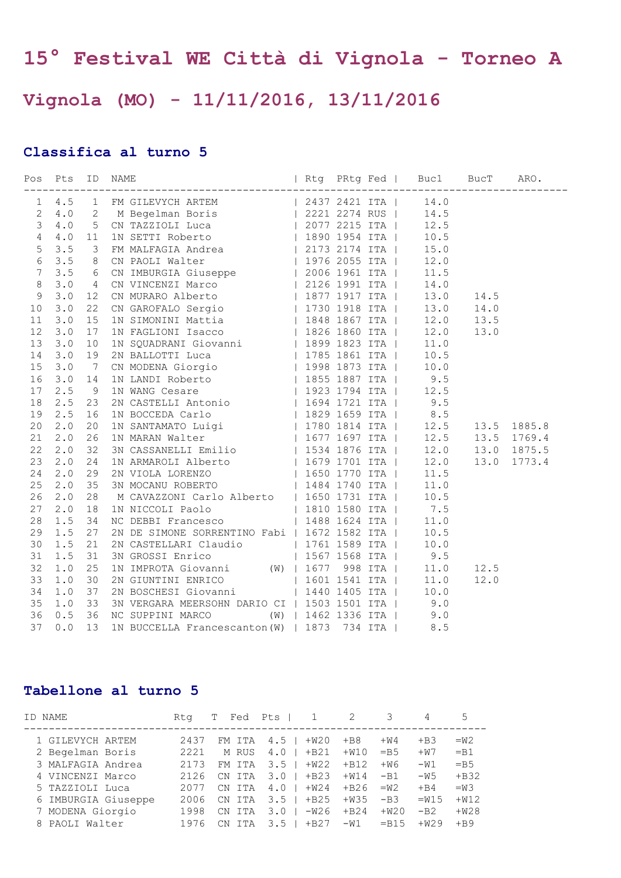# 15° Festival WE Città di Vignola - Torneo A

## Vignola (MO) - 11/11/2016, 13/11/2016

### Classifica al turno 5

| Pos | Pts | ID | NAME | Rtg | PRtg | Fed | Buc1 | BucT | ARO. |
|---|---|---|---|---|---|---|---|---|---|
| 1 | 4.5 | 1 | FM GILEVYCH ARTEM | 2437 | 2421 | ITA | 14.0 | | |
| 2 | 4.0 | 2 | M Begelman Boris | 2221 | 2274 | RUS | 14.5 | | |
| 3 | 4.0 | 5 | CN TAZZIOLI Luca | 2077 | 2215 | ITA | 12.5 | | |
| 4 | 4.0 | 11 | 1N SETTI Roberto | 1890 | 1954 | ITA | 10.5 | | |
| 5 | 3.5 | 3 | FM MALFAGIA Andrea | 2173 | 2174 | ITA | 15.0 | | |
| 6 | 3.5 | 8 | CN PAOLI Walter | 1976 | 2055 | ITA | 12.0 | | |
| 7 | 3.5 | 6 | CN IMBURGIA Giuseppe | 2006 | 1961 | ITA | 11.5 | | |
| 8 | 3.0 | 4 | CN VINCENZI Marco | 2126 | 1991 | ITA | 14.0 | | |
| 9 | 3.0 | 12 | CN MURARO Alberto | 1877 | 1917 | ITA | 13.0 | 14.5 | |
| 10 | 3.0 | 22 | CN GAROFALO Sergio | 1730 | 1918 | ITA | 13.0 | 14.0 | |
| 11 | 3.0 | 15 | 1N SIMONINI Mattia | 1848 | 1867 | ITA | 12.0 | 13.5 | |
| 12 | 3.0 | 17 | 1N FAGLIONI Isacco | 1826 | 1860 | ITA | 12.0 | 13.0 | |
| 13 | 3.0 | 10 | 1N SQUADRANI Giovanni | 1899 | 1823 | ITA | 11.0 | | |
| 14 | 3.0 | 19 | 2N BALLOTTI Luca | 1785 | 1861 | ITA | 10.5 | | |
| 15 | 3.0 | 7 | CN MODENA Giorgio | 1998 | 1873 | ITA | 10.0 | | |
| 16 | 3.0 | 14 | 1N LANDI Roberto | 1855 | 1887 | ITA | 9.5 | | |
| 17 | 2.5 | 9 | 1N WANG Cesare | 1923 | 1794 | ITA | 12.5 | | |
| 18 | 2.5 | 23 | 2N CASTELLI Antonio | 1694 | 1721 | ITA | 9.5 | | |
| 19 | 2.5 | 16 | 1N BOCCEDA Carlo | 1829 | 1659 | ITA | 8.5 | | |
| 20 | 2.0 | 20 | 1N SANTAMATO Luigi | 1780 | 1814 | ITA | 12.5 | 13.5 | 1885.8 |
| 21 | 2.0 | 26 | 1N MARAN Walter | 1677 | 1697 | ITA | 12.5 | 13.5 | 1769.4 |
| 22 | 2.0 | 32 | 3N CASSANELLI Emilio | 1534 | 1876 | ITA | 12.0 | 13.0 | 1875.5 |
| 23 | 2.0 | 24 | 1N ARMAROLI Alberto | 1679 | 1701 | ITA | 12.0 | 13.0 | 1773.4 |
| 24 | 2.0 | 29 | 2N VIOLA LORENZO | 1650 | 1770 | ITA | 11.5 | | |
| 25 | 2.0 | 35 | 3N MOCANU ROBERTO | 1484 | 1740 | ITA | 11.0 | | |
| 26 | 2.0 | 28 | M CAVAZZONI Carlo Alberto | 1650 | 1731 | ITA | 10.5 | | |
| 27 | 2.0 | 18 | 1N NICCOLI Paolo | 1810 | 1580 | ITA | 7.5 | | |
| 28 | 1.5 | 34 | NC DEBBI Francesco | 1488 | 1624 | ITA | 11.0 | | |
| 29 | 1.5 | 27 | 2N DE SIMONE SORRENTINO Fabi | 1672 | 1582 | ITA | 10.5 | | |
| 30 | 1.5 | 21 | 2N CASTELLARI Claudio | 1761 | 1589 | ITA | 10.0 | | |
| 31 | 1.5 | 31 | 3N GROSSI Enrico | 1567 | 1568 | ITA | 9.5 | | |
| 32 | 1.0 | 25 | 1N IMPROTA Giovanni (W) | 1677 | 998 | ITA | 11.0 | 12.5 | |
| 33 | 1.0 | 30 | 2N GIUNTINI ENRICO | 1601 | 1541 | ITA | 11.0 | 12.0 | |
| 34 | 1.0 | 37 | 2N BOSCHESI Giovanni | 1440 | 1405 | ITA | 10.0 | | |
| 35 | 1.0 | 33 | 3N VERGARA MEERSOHN DARIO CI | 1503 | 1501 | ITA | 9.0 | | |
| 36 | 0.5 | 36 | NC SUPPINI MARCO (W) | 1462 | 1336 | ITA | 9.0 | | |
| 37 | 0.0 | 13 | 1N BUCCELLA Francescanton(W) | 1873 | 734 | ITA | 8.5 | | |

### Tabellone al turno 5

| ID | NAME | Rtg | T | Fed | Pts | 1 | 2 | 3 | 4 | 5 |
|---|---|---|---|---|---|---|---|---|---|---|
| 1 | GILEVYCH ARTEM | 2437 | FM | ITA | 4.5 | +W20 | +B8 | +W4 | +B3 | =W2 |
| 2 | Begelman Boris | 2221 | M | RUS | 4.0 | +B21 | +W10 | =B5 | +W7 | =B1 |
| 3 | MALFAGIA Andrea | 2173 | FM | ITA | 3.5 | +W22 | +B12 | +W6 | -W1 | =B5 |
| 4 | VINCENZI Marco | 2126 | CN | ITA | 3.0 | +B23 | +W14 | -B1 | -W5 | +B32 |
| 5 | TAZZIOLI Luca | 2077 | CN | ITA | 4.0 | +W24 | +B26 | =W2 | +B4 | =W3 |
| 6 | IMBURGIA Giuseppe | 2006 | CN | ITA | 3.5 | +B25 | +W35 | -B3 | =W15 | +W12 |
| 7 | MODENA Giorgio | 1998 | CN | ITA | 3.0 | -W26 | +B24 | +W20 | -B2 | +W28 |
| 8 | PAOLI Walter | 1976 | CN | ITA | 3.5 | +B27 | -W1 | =B15 | +W29 | +B9 |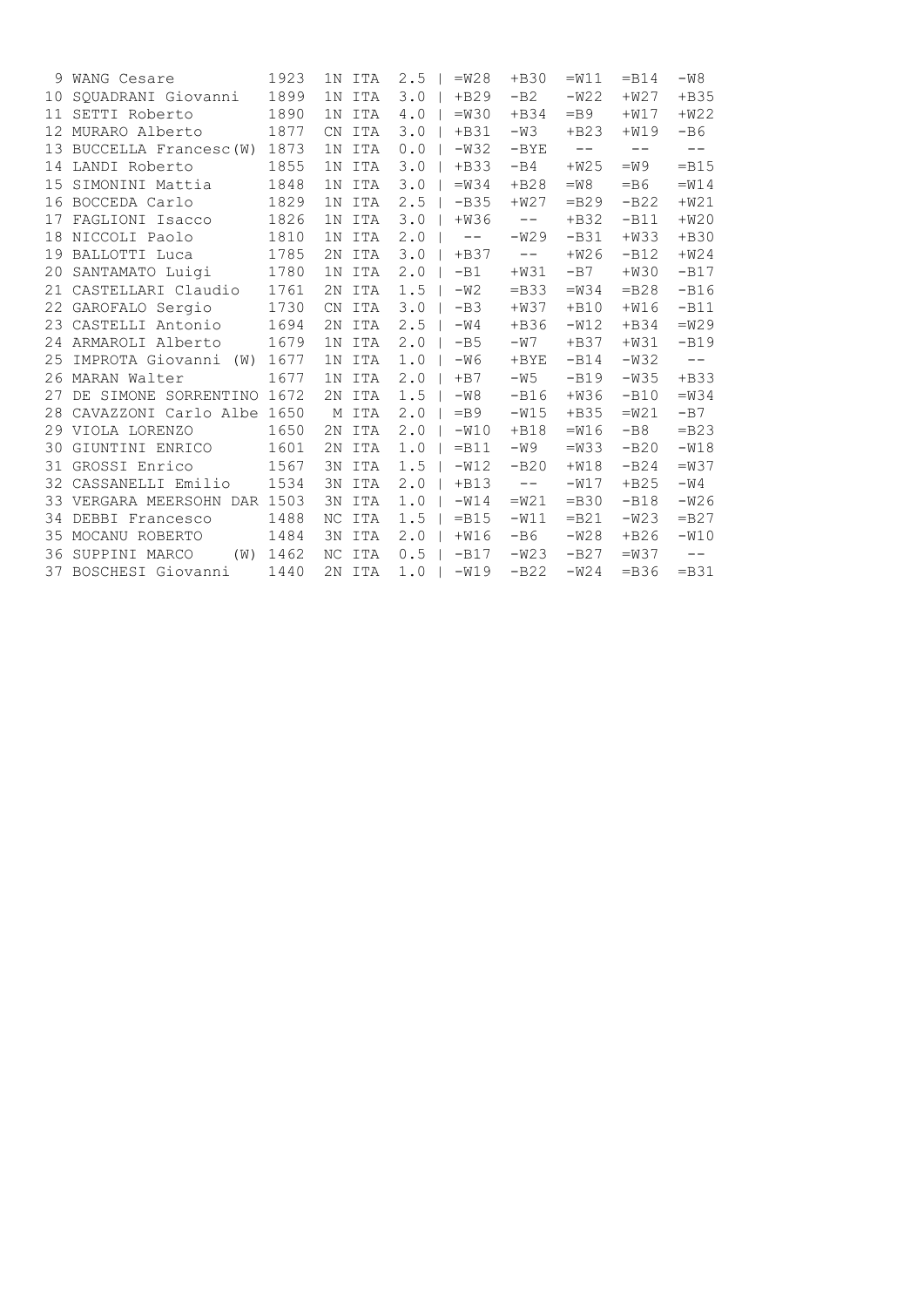| | | | | | | | | | | | |
|---|---|---|---|---|---|---|---|---|---|---|---|
| 9 | WANG Cesare | 1923 | 1N | ITA | 2.5 | =W28 | +B30 | =W11 | =B14 | -W8 |
| 10 | SQUADRANI Giovanni | 1899 | 1N | ITA | 3.0 | +B29 | -B2 | -W22 | +W27 | +B35 |
| 11 | SETTI Roberto | 1890 | 1N | ITA | 4.0 | =W30 | +B34 | =B9 | +W17 | +W22 |
| 12 | MURARO Alberto | 1877 | CN | ITA | 3.0 | +B31 | -W3 | +B23 | +W19 | -B6 |
| 13 | BUCCELLA Francesc(W) | 1873 | 1N | ITA | 0.0 | -W32 | -BYE | -- | -- | -- |
| 14 | LANDI Roberto | 1855 | 1N | ITA | 3.0 | +B33 | -B4 | +W25 | =W9 | =B15 |
| 15 | SIMONINI Mattia | 1848 | 1N | ITA | 3.0 | =W34 | +B28 | =W8 | =B6 | =W14 |
| 16 | BOCCEDA Carlo | 1829 | 1N | ITA | 2.5 | -B35 | +W27 | =B29 | -B22 | +W21 |
| 17 | FAGLIONI Isacco | 1826 | 1N | ITA | 3.0 | +W36 | -- | +B32 | -B11 | +W20 |
| 18 | NICCOLI Paolo | 1810 | 1N | ITA | 2.0 | -- | -W29 | -B31 | +W33 | +B30 |
| 19 | BALLOTTI Luca | 1785 | 2N | ITA | 3.0 | +B37 | -- | +W26 | -B12 | +W24 |
| 20 | SANTAMATO Luigi | 1780 | 1N | ITA | 2.0 | -B1 | +W31 | -B7 | +W30 | -B17 |
| 21 | CASTELLARI Claudio | 1761 | 2N | ITA | 1.5 | -W2 | =B33 | =W34 | =B28 | -B16 |
| 22 | GAROFALO Sergio | 1730 | CN | ITA | 3.0 | -B3 | +W37 | +B10 | +W16 | -B11 |
| 23 | CASTELLI Antonio | 1694 | 2N | ITA | 2.5 | -W4 | +B36 | -W12 | +B34 | =W29 |
| 24 | ARMAROLI Alberto | 1679 | 1N | ITA | 2.0 | -B5 | -W7 | +B37 | +W31 | -B19 |
| 25 | IMPROTA Giovanni (W) | 1677 | 1N | ITA | 1.0 | -W6 | +BYE | -B14 | -W32 | -- |
| 26 | MARAN Walter | 1677 | 1N | ITA | 2.0 | +B7 | -W5 | -B19 | -W35 | +B33 |
| 27 | DE SIMONE SORRENTINO | 1672 | 2N | ITA | 1.5 | -W8 | -B16 | +W36 | -B10 | =W34 |
| 28 | CAVAZZONI Carlo Albe | 1650 | M | ITA | 2.0 | =B9 | -W15 | +B35 | =W21 | -B7 |
| 29 | VIOLA LORENZO | 1650 | 2N | ITA | 2.0 | -W10 | +B18 | =W16 | -B8 | =B23 |
| 30 | GIUNTINI ENRICO | 1601 | 2N | ITA | 1.0 | =B11 | -W9 | =W33 | -B20 | -W18 |
| 31 | GROSSI Enrico | 1567 | 3N | ITA | 1.5 | -W12 | -B20 | +W18 | -B24 | =W37 |
| 32 | CASSANELLI Emilio | 1534 | 3N | ITA | 2.0 | +B13 | -- | -W17 | +B25 | -W4 |
| 33 | VERGARA MEERSOHN DAR | 1503 | 3N | ITA | 1.0 | -W14 | =W21 | =B30 | -B18 | -W26 |
| 34 | DEBBI Francesco | 1488 | NC | ITA | 1.5 | =B15 | -W11 | =B21 | -W23 | =B27 |
| 35 | MOCANU ROBERTO | 1484 | 3N | ITA | 2.0 | +W16 | -B6 | -W28 | +B26 | -W10 |
| 36 | SUPPINI MARCO (W) | 1462 | NC | ITA | 0.5 | -B17 | -W23 | -B27 | =W37 | -- |
| 37 | BOSCHESI Giovanni | 1440 | 2N | ITA | 1.0 | -W19 | -B22 | -W24 | =B36 | =B31 |